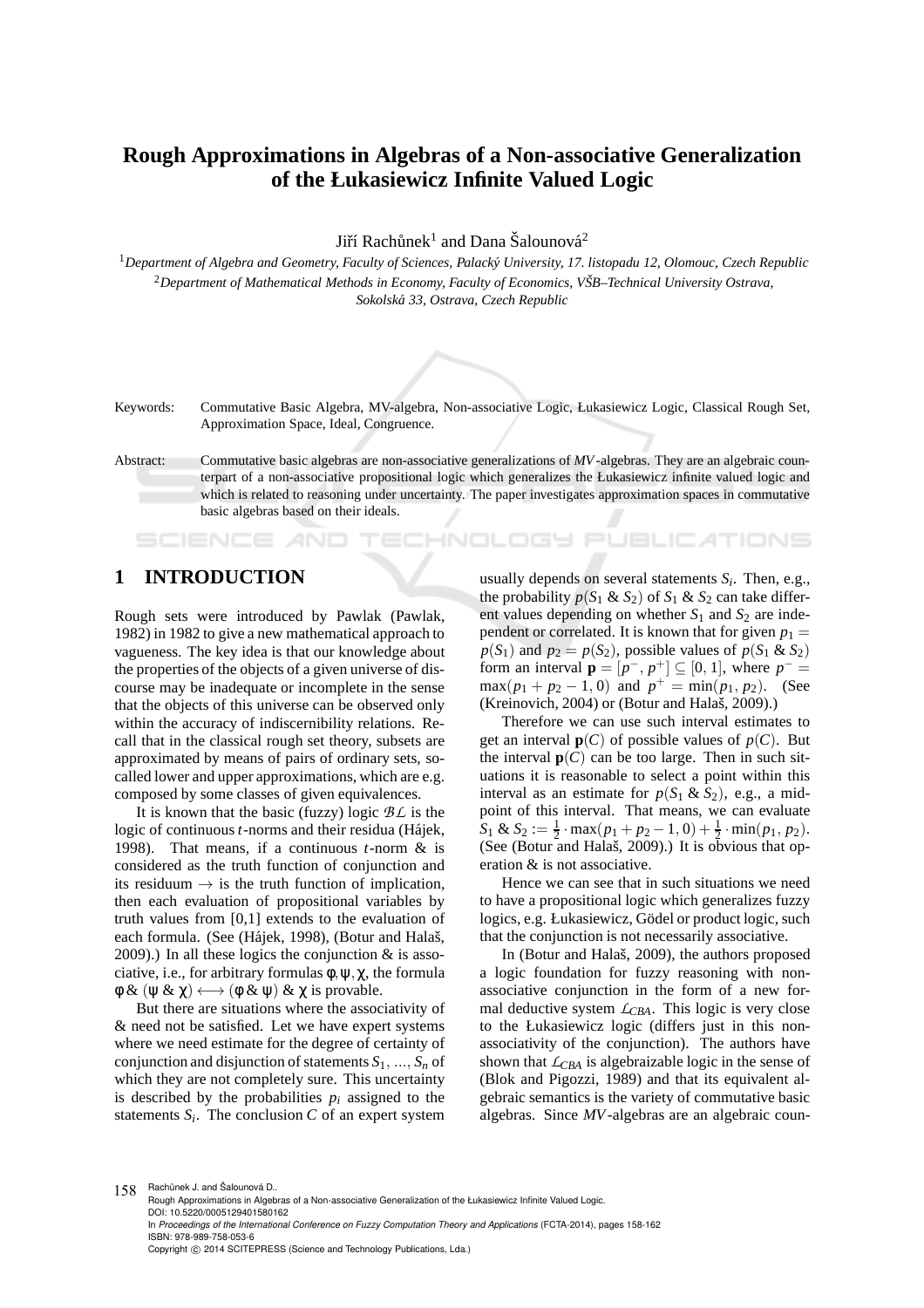# Rough Approximations in Algebras of a Non-associative Generalization of the Łukasiewicz Infinite Valued Logic

Jiří Rachůnek[1] and Dana Šalounová[2]

[1]*Department of Algebra and Geometry, Faculty of Sciences, Palacký University, 17. listopadu 12, Olomouc, Czech Republic*
[2]*Department of Mathematical Methods in Economy, Faculty of Economics, VŠB–Technical University Ostrava, Sokolská 33, Ostrava, Czech Republic*

Keywords: Commutative Basic Algebra, MV-algebra, Non-associative Logic, Łukasiewicz Logic, Classical Rough Set, Approximation Space, Ideal, Congruence.

Abstract: Commutative basic algebras are non-associative generalizations of *MV*-algebras. They are an algebraic counterpart of a non-associative propositional logic which generalizes the Łukasiewicz infinite valued logic and which is related to reasoning under uncertainty. The paper investigates approximation spaces in commutative basic algebras based on their ideals.

## 1 INTRODUCTION

Rough sets were introduced by Pawlak (Pawlak, 1982) in 1982 to give a new mathematical approach to vagueness. The key idea is that our knowledge about the properties of the objects of a given universe of discourse may be inadequate or incomplete in the sense that the objects of this universe can be observed only within the accuracy of indiscernibility relations. Recall that in the classical rough set theory, subsets are approximated by means of pairs of ordinary sets, so-called lower and upper approximations, which are e.g. composed by some classes of given equivalences.

It is known that the basic (fuzzy) logic $\mathcal{BL}$ is the logic of continuous $t$-norms and their residua (Hájek, 1998). That means, if a continuous $t$-norm & is considered as the truth function of conjunction and its residuum $\to$ is the truth function of implication, then each evaluation of propositional variables by truth values from [0,1] extends to the evaluation of each formula. (See (Hájek, 1998), (Botur and Halaš, 2009).) In all these logics the conjunction & is associative, i.e., for arbitrary formulas $\phi, \psi, \chi$, the formula $\phi \,\&\, (\psi \,\&\, \chi) \longleftrightarrow (\phi \,\&\, \psi) \,\&\, \chi$ is provable.

But there are situations where the associativity of & need not be satisfied. Let we have expert systems where we need estimate for the degree of certainty of conjunction and disjunction of statements $S_1, \ldots, S_n$ of which they are not completely sure. This uncertainty is described by the probabilities $p_i$ assigned to the statements $S_i$. The conclusion $C$ of an expert system usually depends on several statements $S_i$. Then, e.g., the probability $p(S_1 \,\&\, S_2)$ of $S_1 \,\&\, S_2$ can take different values depending on whether $S_1$ and $S_2$ are independent or correlated. It is known that for given $p_1 = p(S_1)$ and $p_2 = p(S_2)$, possible values of $p(S_1 \,\&\, S_2)$ form an interval $\mathbf{p} = [p^-, p^+] \subseteq [0,1]$, where $p^- = \max(p_1 + p_2 - 1, 0)$ and $p^+ = \min(p_1, p_2)$. (See (Kreinovich, 2004) or (Botur and Halaš, 2009).)

Therefore we can use such interval estimates to get an interval $\mathbf{p}(C)$ of possible values of $p(C)$. But the interval $\mathbf{p}(C)$ can be too large. Then in such situations it is reasonable to select a point within this interval as an estimate for $p(S_1 \,\&\, S_2)$, e.g., a midpoint of this interval. That means, we can evaluate $S_1 \,\&\, S_2 := \frac{1}{2} \cdot \max(p_1 + p_2 - 1, 0) + \frac{1}{2} \cdot \min(p_1, p_2)$. (See (Botur and Halaš, 2009).) It is obvious that operation & is not associative.

Hence we can see that in such situations we need to have a propositional logic which generalizes fuzzy logics, e.g. Łukasiewicz, Gödel or product logic, such that the conjunction is not necessarily associative.

In (Botur and Halaš, 2009), the authors proposed a logic foundation for fuzzy reasoning with non-associative conjunction in the form of a new formal deductive system $\mathcal{L}_{CBA}$. This logic is very close to the Łukasiewicz logic (differs just in this non-associativity of the conjunction). The authors have shown that $\mathcal{L}_{CBA}$ is algebraizable logic in the sense of (Blok and Pigozzi, 1989) and that its equivalent algebraic semantics is the variety of commutative basic algebras. Since *MV*-algebras are an algebraic coun-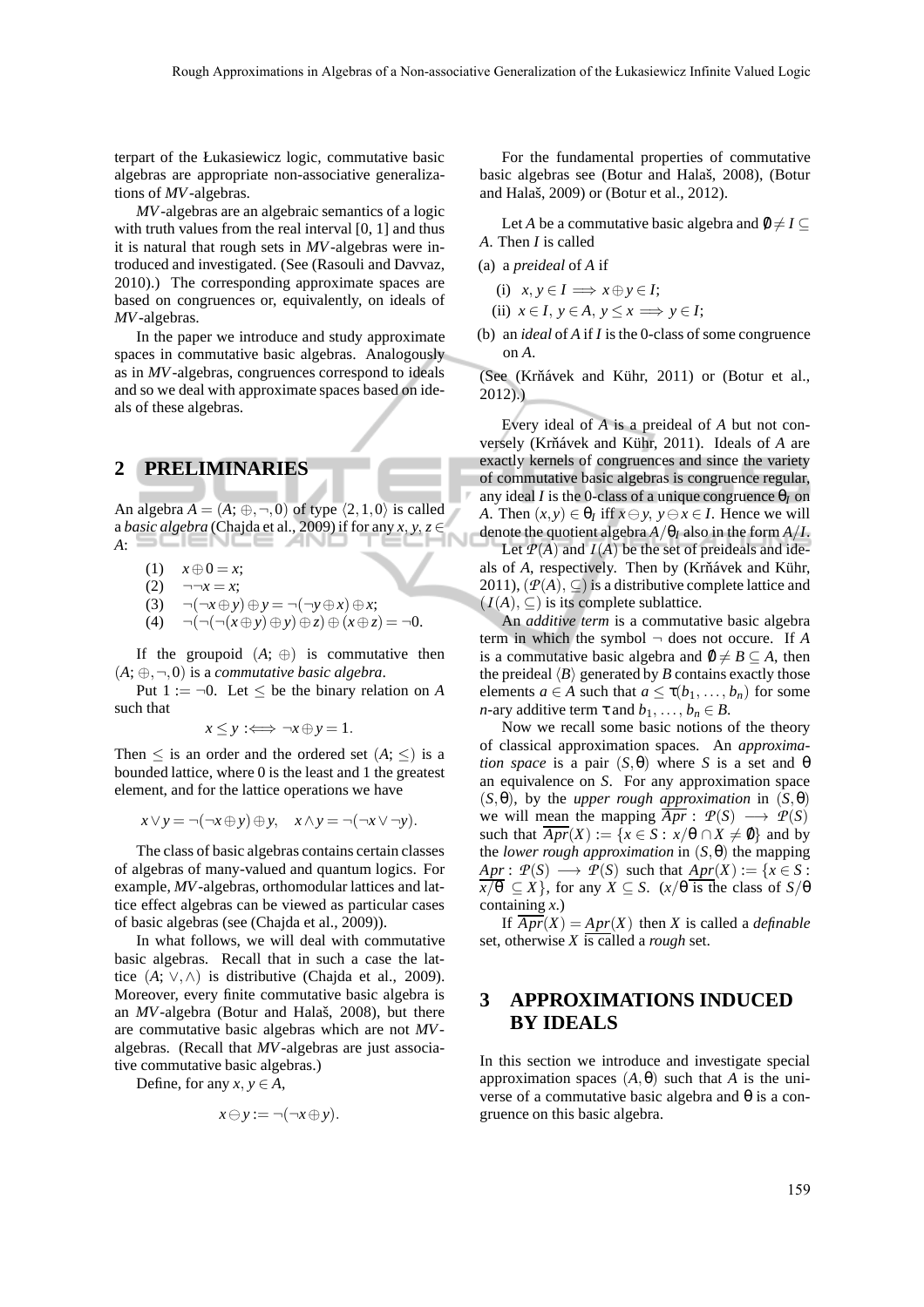terpart of the Łukasiewicz logic, commutative basic algebras are appropriate non-associative generalizations of *MV*-algebras.

*MV*-algebras are an algebraic semantics of a logic with truth values from the real interval [0, 1] and thus it is natural that rough sets in *MV*-algebras were introduced and investigated. (See (Rasouli and Davvaz, 2010).) The corresponding approximate spaces are based on congruences or, equivalently, on ideals of *MV*-algebras.

In the paper we introduce and study approximate spaces in commutative basic algebras. Analogously as in *MV*-algebras, congruences correspond to ideals and so we deal with approximate spaces based on ideals of these algebras.

## 2 PRELIMINARIES

An algebra $A = (A; \oplus, \neg, 0)$ of type $\langle 2, 1, 0\rangle$ is called a *basic algebra* (Chajda et al., 2009) if for any $x, y, z \in A$:

(1) $x \oplus 0 = x$;
(2) $\neg\neg x = x$;
(3) $\neg(\neg x \oplus y) \oplus y = \neg(\neg y \oplus x) \oplus x$;
(4) $\neg(\neg(\neg(x \oplus y) \oplus y) \oplus z) \oplus (x \oplus z) = \neg 0$.

If the groupoid $(A; \oplus)$ is commutative then $(A; \oplus, \neg, 0)$ is a *commutative basic algebra*.

Put $1 := \neg 0$. Let $\leq$ be the binary relation on $A$ such that

$$x \leq y :\Longleftrightarrow \neg x \oplus y = 1.$$

Then $\leq$ is an order and the ordered set $(A; \leq)$ is a bounded lattice, where 0 is the least and 1 the greatest element, and for the lattice operations we have

$$x \vee y = \neg(\neg x \oplus y) \oplus y, \quad x \wedge y = \neg(\neg x \vee \neg y).$$

The class of basic algebras contains certain classes of algebras of many-valued and quantum logics. For example, *MV*-algebras, orthomodular lattices and lattice effect algebras can be viewed as particular cases of basic algebras (see (Chajda et al., 2009)).

In what follows, we will deal with commutative basic algebras. Recall that in such a case the lattice $(A; \vee, \wedge)$ is distributive (Chajda et al., 2009). Moreover, every finite commutative basic algebra is an *MV*-algebra (Botur and Halaš, 2008), but there are commutative basic algebras which are not *MV*-algebras. (Recall that *MV*-algebras are just associative commutative basic algebras.)

Define, for any $x, y \in A$,

$$x \ominus y := \neg(\neg x \oplus y).$$

For the fundamental properties of commutative basic algebras see (Botur and Halaš, 2008), (Botur and Halaš, 2009) or (Botur et al., 2012).

Let $A$ be a commutative basic algebra and $\emptyset \neq I \subseteq A$. Then $I$ is called

(a) a *preideal* of $A$ if
  (i) $x, y \in I \Longrightarrow x \oplus y \in I$;
  (ii) $x \in I,\ y \in A,\ y \leq x \Longrightarrow y \in I$;

(b) an *ideal* of $A$ if $I$ is the 0-class of some congruence on $A$.

(See (Krňávek and Kühr, 2011) or (Botur et al., 2012).)

Every ideal of $A$ is a preideal of $A$ but not conversely (Krňávek and Kühr, 2011). Ideals of $A$ are exactly kernels of congruences and since the variety of commutative basic algebras is congruence regular, any ideal $I$ is the 0-class of a unique congruence $\theta_I$ on $A$. Then $(x, y) \in \theta_I$ iff $x \ominus y,\ y \ominus x \in I$. Hence we will denote the quotient algebra $A/\theta_I$ also in the form $A/I$.

Let $\mathcal{P}(A)$ and $I(A)$ be the set of preideals and ideals of $A$, respectively. Then by (Krňávek and Kühr, 2011), $(\mathcal{P}(A), \subseteq)$ is a distributive complete lattice and $(I(A), \subseteq)$ is its complete sublattice.

An *additive term* is a commutative basic algebra term in which the symbol $\neg$ does not occure. If $A$ is a commutative basic algebra and $\emptyset \neq B \subseteq A$, then the preideal $\langle B\rangle$ generated by $B$ contains exactly those elements $a \in A$ such that $a \leq \tau(b_1, \dots, b_n)$ for some $n$-ary additive term $\tau$ and $b_1, \dots, b_n \in B$.

Now we recall some basic notions of the theory of classical approximation spaces. An *approximation space* is a pair $(S, \theta)$ where $S$ is a set and $\theta$ an equivalence on $S$. For any approximation space $(S, \theta)$, by the *upper rough approximation* in $(S, \theta)$ we will mean the mapping $\overline{Apr} : \mathcal{P}(S) \longrightarrow \mathcal{P}(S)$ such that $\overline{Apr}(X) := \{x \in S : x/\theta \cap X \neq \emptyset\}$ and by the *lower rough approximation* in $(S, \theta)$ the mapping $\underline{Apr} : \mathcal{P}(S) \longrightarrow \mathcal{P}(S)$ such that $\underline{Apr}(X) := \{x \in S : x/\theta \subseteq X\}$, for any $X \subseteq S$. ($x/\theta$ is the class of $S/\theta$ containing $x$.)

If $\overline{Apr}(X) = \underline{Apr}(X)$ then $X$ is called a *definable* set, otherwise $X$ is called a *rough* set.

## 3 APPROXIMATIONS INDUCED BY IDEALS

In this section we introduce and investigate special approximation spaces $(A, \theta)$ such that $A$ is the universe of a commutative basic algebra and $\theta$ is a congruence on this basic algebra.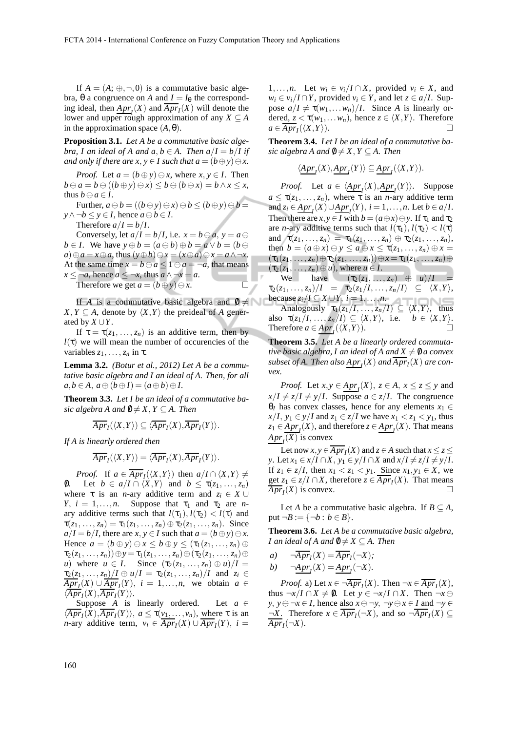If $A = (A; \oplus, \neg, 0)$ is a commutative basic algebra, $\theta$ a congruence on $A$ and $I = I_\theta$ the corresponding ideal, then $\underline{Apr}_I(X)$ and $\overline{Apr}_I(X)$ will denote the lower and upper rough approximation of any $X \subseteq A$ in the approximation space $(A, \theta)$.

**Proposition 3.1.** *Let $A$ be a commutative basic algebra, $I$ an ideal of $A$ and $a, b \in A$. Then $a/I = b/I$ if and only if there are $x, y \in I$ such that $a = (b \oplus y) \ominus x$.*

*Proof.* Let $a = (b \oplus y) \ominus x$, where $x, y \in I$. Then $b \ominus a = b \ominus ((b \oplus y) \ominus x) \leq b \ominus (b \ominus x) = b \wedge x \leq x$, thus $b \ominus a \in I$.

Further, $a \ominus b = ((b \oplus y) \ominus x) \ominus b \leq (b \oplus y) \ominus b = y \wedge \neg b \leq y \in I$, hence $a \ominus b \in I$.

Therefore $a/I = b/I$.

Conversely, let $a/I = b/I$, i.e. $x = b \ominus a$, $y = a \ominus b \in I$. We have $y \oplus b = (a \ominus b) \oplus b = a \vee b = (b \ominus a) \oplus a = x \oplus a$, thus $(y \oplus b) \ominus x = (x \oplus a) \ominus x = a \wedge \neg x$. At the same time $x = b \ominus a \leq 1 \ominus a = \neg a$, that means $x \leq \neg a$, hence $a \leq \neg x$, thus $a \wedge \neg x = a$.

Therefore we get $a = (b \oplus y) \ominus x$. $\square$

If $A$ is a commutative basic algebra and $\emptyset \neq X, Y \subseteq A$, denote by $\langle X, Y \rangle$ the preideal of $A$ generated by $X \cup Y$.

If $\tau = \tau(z_1, \ldots, z_n)$ is an additive term, then by $l(\tau)$ we will mean the number of occurencies of the variables $z_1, \ldots, z_n$ in $\tau$.

**Lemma 3.2.** *(Botur et al., 2012) Let $A$ be a commutative basic algebra and $I$ an ideal of $A$. Then, for all $a, b \in A$, $a \oplus (b \oplus I) = (a \oplus b) \oplus I$.*

**Theorem 3.3.** *Let $I$ be an ideal of a commutative basic algebra $A$ and $\emptyset \neq X, Y \subseteq A$. Then*

$$\overline{Apr}_I(\langle X, Y \rangle) \subseteq \langle \overline{Apr}_I(X), \overline{Apr}_I(Y) \rangle.$$

*If $A$ is linearly ordered then*

$$\overline{Apr}_I(\langle X, Y \rangle) = \langle \overline{Apr}_I(X), \overline{Apr}_I(Y) \rangle.$$

*Proof.* If $a \in \overline{Apr}_I(\langle X, Y \rangle)$ then $a/I \cap \langle X, Y \rangle \neq \emptyset$. Let $b \in a/I \cap \langle X, Y \rangle$ and $b \leq \tau(z_1, \ldots, z_n)$ where $\tau$ is an $n$-ary additive term and $z_i \in X \cup Y$, $i = 1, \ldots, n$. Suppose that $\tau_1$ and $\tau_2$ are $n$-ary additive terms such that $l(\tau_1), l(\tau_2) < l(\tau)$ and $\tau(z_1, \ldots, z_n) = \tau_1(z_1, \ldots, z_n) \oplus \tau_2(z_1, \ldots, z_n)$. Since $a/I = b/I$, there are $x, y \in I$ such that $a = (b \oplus y) \ominus x$. Hence $a = (b \oplus y) \ominus x \leq b \oplus y \leq (\tau_1(z_1, \ldots, z_n) \oplus \tau_2(z_1, \ldots, z_n)) \oplus y = \tau_1(z_1, \ldots, z_n) \oplus (\tau_2(z_1, \ldots, z_n) \oplus u)$ where $u \in I$. Since $(\tau_2(z_1, \ldots, z_n) \oplus u)/I = \tau_2(z_1, \ldots, z_n)/I \oplus u/I = \tau_2(z_1, \ldots, z_n)/I$ and $z_i \in \overline{Apr}_I(X) \cup \overline{Apr}_I(Y)$, $i = 1, \ldots, n$, we obtain $a \in \langle \overline{Apr}_I(X), \overline{Apr}_I(Y) \rangle$.

Suppose $A$ is linearly ordered. Let $a \in \langle \overline{Apr}_I(X), \overline{Apr}_I(Y) \rangle$, $a \leq \tau(v_1, \ldots, v_n)$, where $\tau$ is an $n$-ary additive term, $v_i \in \overline{Apr}_I(X) \cup \overline{Apr}_I(Y)$, $i = 1, \ldots, n$. Let $w_i \in v_i/I \cap X$, provided $v_i \in X$, and $w_i \in v_i/I \cap Y$, provided $v_i \in Y$, and let $z \in a/I$. Suppose $a/I \neq \tau(w_1, \ldots w_n)/I$. Since $A$ is linearly ordered, $z < \tau(w_1, \ldots w_n)$, hence $z \in \langle X, Y \rangle$. Therefore $a \in \overline{Apr}_I(\langle X, Y \rangle)$. $\square$

**Theorem 3.4.** *Let $I$ be an ideal of a commutative basic algebra $A$ and $\emptyset \neq X, Y \subseteq A$. Then*

$$\langle \underline{Apr}_I(X), \underline{Apr}_I(Y) \rangle \subseteq \underline{Apr}_I(\langle X, Y \rangle).$$

*Proof.* Let $a \in \langle \underline{Apr}_I(X), \underline{Apr}_I(Y) \rangle$. Suppose $a \leq \tau(z_1, \ldots, z_n)$, where $\tau$ is an $n$-ary additive term and $z_i \in \underline{Apr}_I(X) \cup \underline{Apr}_I(Y)$, $i = 1, \ldots, n$. Let $b \in a/I$. Then there are $x, y \in I$ with $b = (a \oplus x) \ominus y$. If $\tau_1$ and $\tau_2$ are $n$-ary additive terms such that $l(\tau_1), l(\tau_2) < l(\tau)$ and $\tau(z_1, \ldots, z_n) = \tau_1(z_1, \ldots, z_n) \oplus \tau_2(z_1, \ldots, z_n)$, then $b = (a \oplus x) \ominus y \leq a \oplus x \leq \tau(z_1, \ldots, z_n) \oplus x = (\tau_1(z_1, \ldots, z_n) \oplus \tau_2(z_1, \ldots, z_n)) \oplus x = \tau_1(z_1, \ldots, z_n) \oplus (\tau_2(z_1, \ldots, z_n) \oplus u)$, where $u \in I$.

We have $(\tau_2(z_1, \ldots, z_n) \oplus u)/I = \tau_2(z_1, \ldots, z_n)/I = \tau_2(z_1/I, \ldots, z_n/I) \subseteq \langle X, Y \rangle$, because $z_i/I \subseteq X \cup Y$, $i = 1, \ldots, n$.

Analogously $\tau_1(z_1/I, \ldots, z_n/I) \subseteq \langle X, Y \rangle$, thus also $\tau(z_1/I, \ldots, z_n/I) \subseteq \langle X, Y \rangle$, i.e. $b \in \langle X, Y \rangle$. Therefore $a \in \underline{Apr}_I(\langle X, Y \rangle)$. $\square$

**Theorem 3.5.** *Let $A$ be a linearly ordered commutative basic algebra, $I$ an ideal of $A$ and $X \neq \emptyset$ a convex subset of $A$. Then also $\underline{Apr}_I(X)$ and $\overline{Apr}_I(X)$ are convex.*

*Proof.* Let $x, y \in \underline{Apr}_I(X)$, $z \in A$, $x \leq z \leq y$ and $x/I \neq z/I \neq y/I$. Suppose $a \in z/I$. The congruence $\theta_I$ has convex classes, hence for any elements $x_1 \in x/I$, $y_1 \in y/I$ and $z_1 \in z/I$ we have $x_1 < z_1 < y_1$, thus $z_1 \in \underline{Apr}_I(X)$, and therefore $z \in \underline{Apr}_I(X)$. That means $\underline{Apr}_I(X)$ is convex

Let now $x, y \in \overline{Apr}_I(X)$ and $z \in A$ such that $x \leq z \leq y$. Let $x_1 \in x/I \cap X$, $y_1 \in y/I \cap X$ and $x/I \neq z/I \neq y/I$. If $z_1 \in z/I$, then $x_1 < z_1 < y_1$. Since $x_1, y_1 \in X$, we get $z_1 \in z/I \cap X$, therefore $z \in \overline{Apr}_I(X)$. That means $\overline{Apr}_I(X)$ is convex. $\square$

Let $A$ be a commutative basic algebra. If $B \subseteq A$, put $\neg B := \{\neg b : b \in B\}$.

**Theorem 3.6.** *Let $A$ be a commutative basic algebra, $I$ an ideal of $A$ and $\emptyset \neq X \subseteq A$. Then*

*a)* $\neg \overline{Apr}_I(X) = \overline{Apr}_I(\neg X)$;

*b)* $\neg \underline{Apr}_I(X) = \underline{Apr}_I(\neg X)$.

*Proof.* a) Let $x \in \neg \overline{Apr}_I(X)$. Then $\neg x \in \overline{Apr}_I(X)$, thus $\neg x/I \cap X \neq \emptyset$. Let $y \in \neg x/I \cap X$. Then $\neg x \ominus y$, $y \ominus \neg x \in I$, hence also $x \ominus \neg y$, $\neg y \ominus x \in I$ and $\neg y \in \neg X$. Therefore $x \in \overline{Apr}_I(\neg X)$, and so $\neg \overline{Apr}_I(X) \subseteq \overline{Apr}_I(\neg X)$.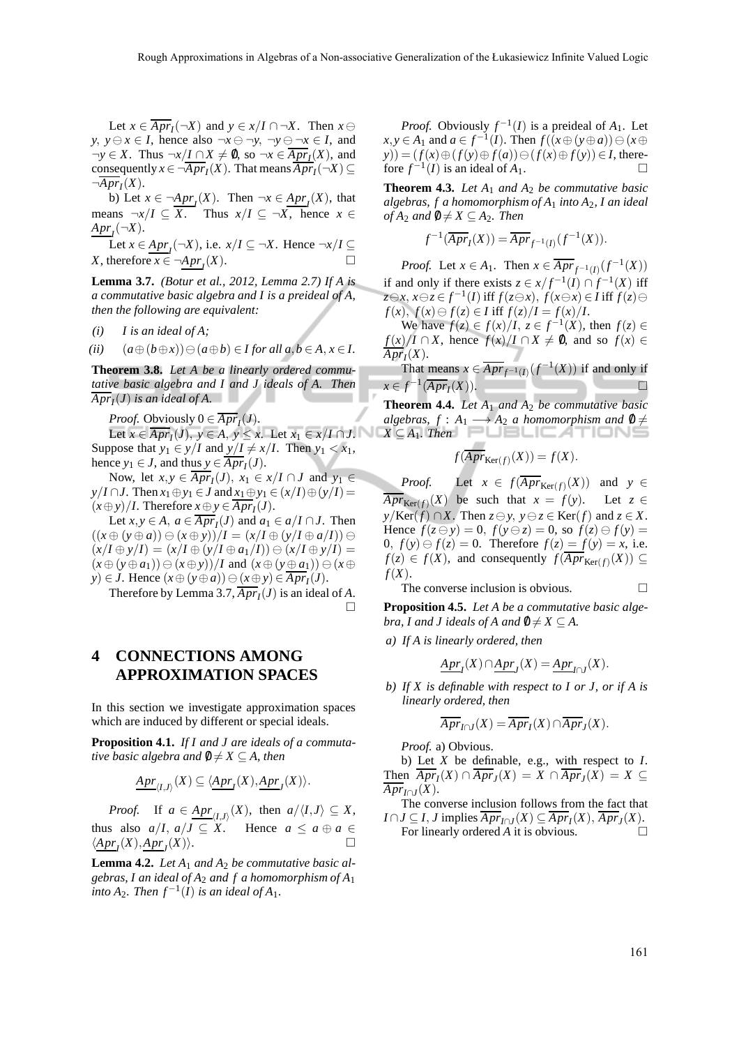Let $x \in \overline{Apr}_I(\neg X)$ and $y \in x/I \cap \neg X$. Then $x \ominus y,\ y \ominus x \in I$, hence also $\neg x \ominus \neg y,\ \neg y \ominus \neg x \in I$, and $\neg y \in X$. Thus $\neg x/I \cap X \neq \emptyset$, so $\neg x \in \overline{Apr}_I(X)$, and consequently $x \in \neg \overline{Apr}_I(X)$. That means $\overline{Apr}_I(\neg X) \subseteq \neg \overline{Apr}_I(X)$.

b) Let $x \in \neg \underline{Apr}_I(X)$. Then $\neg x \in \underline{Apr}_I(X)$, that means $\neg x/I \subseteq X$. Thus $x/I \subseteq \neg X$, hence $x \in \underline{Apr}_I(\neg X)$.

Let $x \in \underline{Apr}_I(\neg X)$, i.e. $x/I \subseteq \neg X$. Hence $\neg x/I \subseteq X$, therefore $x \in \neg \underline{Apr}_I(X)$. $\square$

**Lemma 3.7.** *(Botur et al., 2012, Lemma 2.7) If $A$ is a commutative basic algebra and $I$ is a preideal of $A$, then the following are equivalent:*

*(i)* *$I$ is an ideal of $A$;*

*(ii)* *$(a \oplus (b \oplus x)) \ominus (a \oplus b) \in I$ for all $a, b \in A$, $x \in I$.*

**Theorem 3.8.** *Let $A$ be a linearly ordered commutative basic algebra and $I$ and $J$ ideals of $A$. Then $\overline{Apr}_I(J)$ is an ideal of $A$.*

*Proof.* Obviously $0 \in \overline{Apr}_I(J)$.

Let $x \in \overline{Apr}_I(J)$, $y \in A$, $y \leq x$. Let $x_1 \in x/I \cap J$. Suppose that $y_1 \in y/I$ and $y/I \neq x/I$. Then $y_1 < x_1$, hence $y_1 \in J$, and thus $y \in \overline{Apr}_I(J)$.

Now, let $x, y \in \overline{Apr}_I(J)$, $x_1 \in x/I \cap J$ and $y_1 \in y/I \cap J$. Then $x_1 \oplus y_1 \in J$ and $x_1 \oplus y_1 \in (x/I) \oplus (y/I) = (x \oplus y)/I$. Therefore $x \oplus y \in \overline{Apr}_I(J)$.

Let $x, y \in A$, $a \in \overline{Apr}_I(J)$ and $a_1 \in a/I \cap J$. Then $((x \oplus (y \oplus a)) \ominus (x \oplus y))/I = (x/I \oplus (y/I \oplus a/I)) \ominus (x/I \oplus y/I) = (x/I \oplus (y/I \oplus a_1/I)) \ominus (x/I \oplus y/I) = (x \oplus (y \oplus a_1)) \ominus (x \oplus y))/I$ and $(x \oplus (y \oplus a_1)) \ominus (x \oplus y) \in J$. Hence $(x \oplus (y \oplus a)) \ominus (x \oplus y) \in \overline{Apr}_I(J)$.

Therefore by Lemma 3.7, $\overline{Apr}_I(J)$ is an ideal of $A$. $\square$

## 4 CONNECTIONS AMONG APPROXIMATION SPACES

In this section we investigate approximation spaces which are induced by different or special ideals.

**Proposition 4.1.** *If $I$ and $J$ are ideals of a commutative basic algebra and $\emptyset \neq X \subseteq A$, then*

$$\underline{Apr}_{\langle I,J \rangle}(X) \subseteq \langle \underline{Apr}_I(X), \underline{Apr}_J(X) \rangle.$$

*Proof.* If $a \in \underline{Apr}_{\langle I,J \rangle}(X)$, then $a/\langle I,J \rangle \subseteq X$, thus also $a/I,\ a/J \subseteq X$. Hence $a \leq a \oplus a \in \langle \underline{Apr}_I(X), \underline{Apr}_J(X) \rangle$. $\square$

**Lemma 4.2.** *Let $A_1$ and $A_2$ be commutative basic algebras, $I$ an ideal of $A_2$ and $f$ a homomorphism of $A_1$ into $A_2$. Then $f^{-1}(I)$ is an ideal of $A_1$.*

*Proof.* Obviously $f^{-1}(I)$ is a preideal of $A_1$. Let $x, y \in A_1$ and $a \in f^{-1}(I)$. Then $f((x \oplus (y \oplus a)) \ominus (x \oplus y)) = (f(x) \oplus (f(y) \oplus f(a)) \ominus (f(x) \oplus f(y)) \in I$, therefore $f^{-1}(I)$ is an ideal of $A_1$. $\square$

**Theorem 4.3.** *Let $A_1$ and $A_2$ be commutative basic algebras, $f$ a homomorphism of $A_1$ into $A_2$, $I$ an ideal of $A_2$ and $\emptyset \neq X \subseteq A_2$. Then*

$$f^{-1}(\overline{Apr}_I(X)) = \overline{Apr}_{f^{-1}(I)}(f^{-1}(X)).$$

*Proof.* Let $x \in A_1$. Then $x \in \overline{Apr}_{f^{-1}(I)}(f^{-1}(X))$ if and only if there exists $z \in x/f^{-1}(I) \cap f^{-1}(X)$ iff $z \ominus x,\ x \ominus z \in f^{-1}(I)$ iff $f(z \ominus x),\ f(x \ominus z) \in I$ iff $f(z) \ominus f(x),\ f(x) \ominus f(z) \in I$ iff $f(z)/I = f(x)/I$.

We have $f(z) \in f(x)/I$, $z \in f^{-1}(X)$, then $f(z) \in f(x)/I \cap X$, hence $f(x)/I \cap X \neq \emptyset$, and so $f(x) \in \overline{Apr}_I(X)$.

That means $x \in \overline{Apr}_{f^{-1}(I)}(f^{-1}(X))$ if and only if $x \in f^{-1}(\overline{Apr}_I(X))$. $\square$

**Theorem 4.4.** *Let $A_1$ and $A_2$ be commutative basic algebras, $f : A_1 \longrightarrow A_2$ a homomorphism and $\emptyset \neq X \subseteq A_1$. Then*

$$f(\overline{Apr}_{\mathrm{Ker}(f)}(X)) = f(X).$$

*Proof.* Let $x \in f(\overline{Apr}_{\mathrm{Ker}(f)}(X))$ and $y \in \overline{Apr}_{\mathrm{Ker}(f)}(X)$ be such that $x = f(y)$. Let $z \in y/\mathrm{Ker}(f) \cap X$. Then $z \ominus y,\ y \ominus z \in \mathrm{Ker}(f)$ and $z \in X$. Hence $f(z \ominus y) = 0,\ f(y \ominus z) = 0$, so $f(z) \ominus f(y) = 0,\ f(y) \ominus f(z) = 0$. Therefore $f(z) = f(y) = x$, i.e. $f(z) \in f(X)$, and consequently $f(\overline{Apr}_{\mathrm{Ker}(f)}(X)) \subseteq f(X)$.

The converse inclusion is obvious. $\square$

**Proposition 4.5.** *Let $A$ be a commutative basic algebra, $I$ and $J$ ideals of $A$ and $\emptyset \neq X \subseteq A$.*

*a) If $A$ is linearly ordered, then*

$$\underline{Apr}_I(X) \cap \underline{Apr}_J(X) = \underline{Apr}_{I \cap J}(X).$$

*b) If $X$ is definable with respect to $I$ or $J$, or if $A$ is linearly ordered, then*

$$\overline{Apr}_{I \cap J}(X) = \overline{Apr}_I(X) \cap \overline{Apr}_J(X).$$

*Proof.* a) Obvious.

b) Let $X$ be definable, e.g., with respect to $I$. Then $\overline{Apr}_I(X) \cap \overline{Apr}_J(X) = X \cap \overline{Apr}_J(X) = X \subseteq \overline{Apr}_{I \cap J}(X)$.

The converse inclusion follows from the fact that $I \cap J \subseteq I, J$ implies $\overline{Apr}_{I \cap J}(X) \subseteq \overline{Apr}_I(X),\ \overline{Apr}_J(X)$.

For linearly ordered $A$ it is obvious. $\square$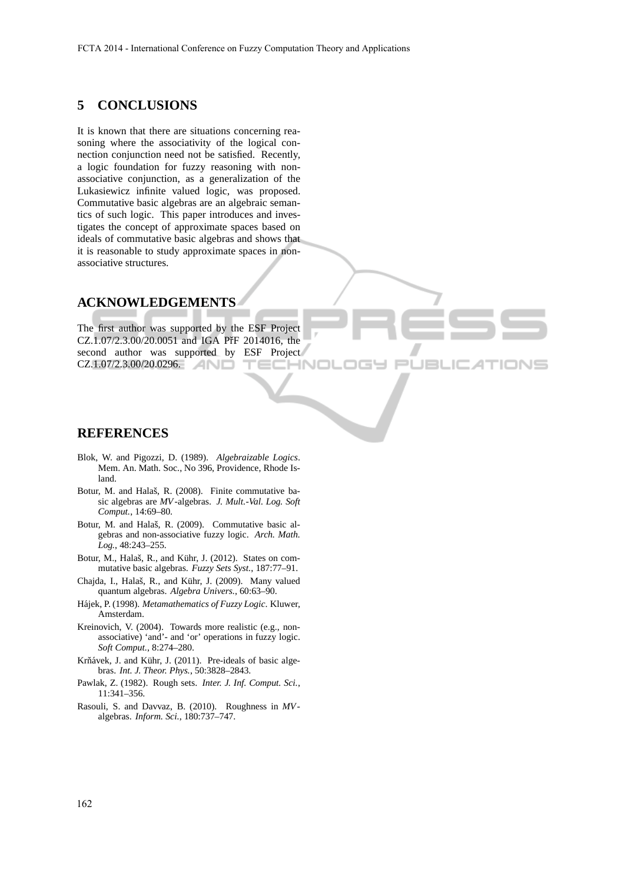## 5 CONCLUSIONS

It is known that there are situations concerning reasoning where the associativity of the logical connection conjunction need not be satisfied. Recently, a logic foundation for fuzzy reasoning with non-associative conjunction, as a generalization of the Lukasiewicz infinite valued logic, was proposed. Commutative basic algebras are an algebraic semantics of such logic. This paper introduces and investigates the concept of approximate spaces based on ideals of commutative basic algebras and shows that it is reasonable to study approximate spaces in non-associative structures.

## ACKNOWLEDGEMENTS

The first author was supported by the ESF Project CZ.1.07/2.3.00/20.0051 and IGA PřF 2014016, the second author was supported by ESF Project CZ.1.07/2.3.00/20.0296.

## REFERENCES

Blok, W. and Pigozzi, D. (1989). *Algebraizable Logics*. Mem. An. Math. Soc., No 396, Providence, Rhode Island.

Botur, M. and Halaš, R. (2008). Finite commutative basic algebras are *MV*-algebras. *J. Mult.-Val. Log. Soft Comput.*, 14:69–80.

Botur, M. and Halaš, R. (2009). Commutative basic algebras and non-associative fuzzy logic. *Arch. Math. Log.*, 48:243–255.

Botur, M., Halaš, R., and Kühr, J. (2012). States on commutative basic algebras. *Fuzzy Sets Syst.*, 187:77–91.

Chajda, I., Halaš, R., and Kühr, J. (2009). Many valued quantum algebras. *Algebra Univers.*, 60:63–90.

Hájek, P. (1998). *Metamathematics of Fuzzy Logic*. Kluwer, Amsterdam.

Kreinovich, V. (2004). Towards more realistic (e.g., non-associative) 'and'- and 'or' operations in fuzzy logic. *Soft Comput.*, 8:274–280.

Krňávek, J. and Kühr, J. (2011). Pre-ideals of basic algebras. *Int. J. Theor. Phys.*, 50:3828–2843.

Pawlak, Z. (1982). Rough sets. *Inter. J. Inf. Comput. Sci.*, 11:341–356.

Rasouli, S. and Davvaz, B. (2010). Roughness in *MV*-algebras. *Inform. Sci.*, 180:737–747.